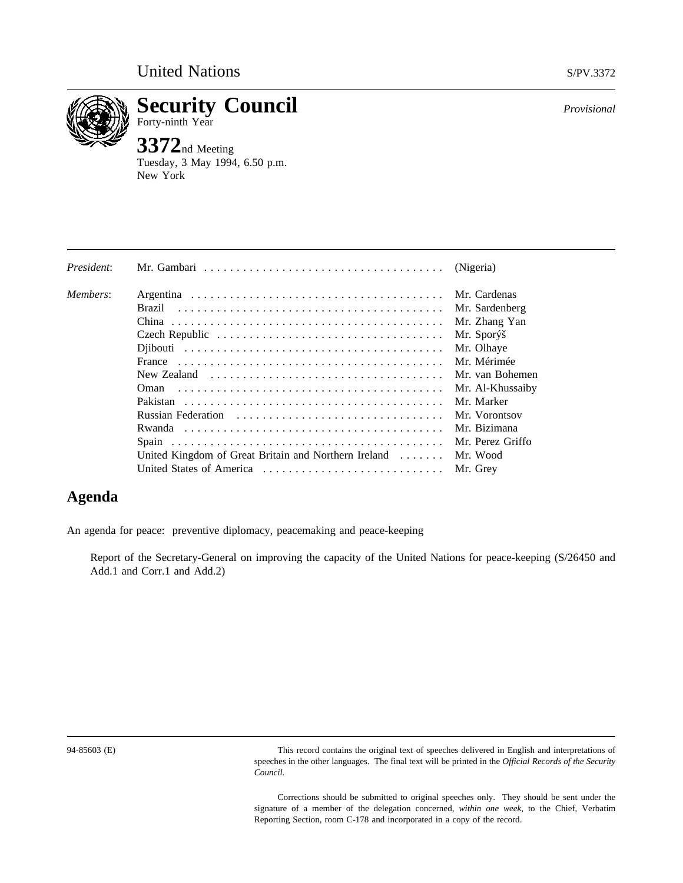United Nations

S/PV.3372

# Security Council

Forty-ninth Year

*Provisional*

## 3372nd Meeting

Tuesday, 3 May 1994, 6.50 p.m.
New York

| | | |
|---|---|---|
| *President*: | Mr. Gambari | (Nigeria) |
| *Members*: | Argentina | Mr. Cardenas |
| | Brazil | Mr. Sardenberg |
| | China | Mr. Zhang Yan |
| | Czech Republic | Mr. Sporýš |
| | Djibouti | Mr. Olhaye |
| | France | Mr. Mérimée |
| | New Zealand | Mr. van Bohemen |
| | Oman | Mr. Al-Khussaiby |
| | Pakistan | Mr. Marker |
| | Russian Federation | Mr. Vorontsov |
| | Rwanda | Mr. Bizimana |
| | Spain | Mr. Perez Griffo |
| | United Kingdom of Great Britain and Northern Ireland | Mr. Wood |
| | United States of America | Mr. Grey |

## Agenda

An agenda for peace: preventive diplomacy, peacemaking and peace-keeping

Report of the Secretary-General on improving the capacity of the United Nations for peace-keeping (S/26450 and Add.1 and Corr.1 and Add.2)

94-85603 (E)

This record contains the original text of speeches delivered in English and interpretations of speeches in the other languages. The final text will be printed in the *Official Records of the Security Council.*

Corrections should be submitted to original speeches only. They should be sent under the signature of a member of the delegation concerned, *within one week*, to the Chief, Verbatim Reporting Section, room C-178 and incorporated in a copy of the record.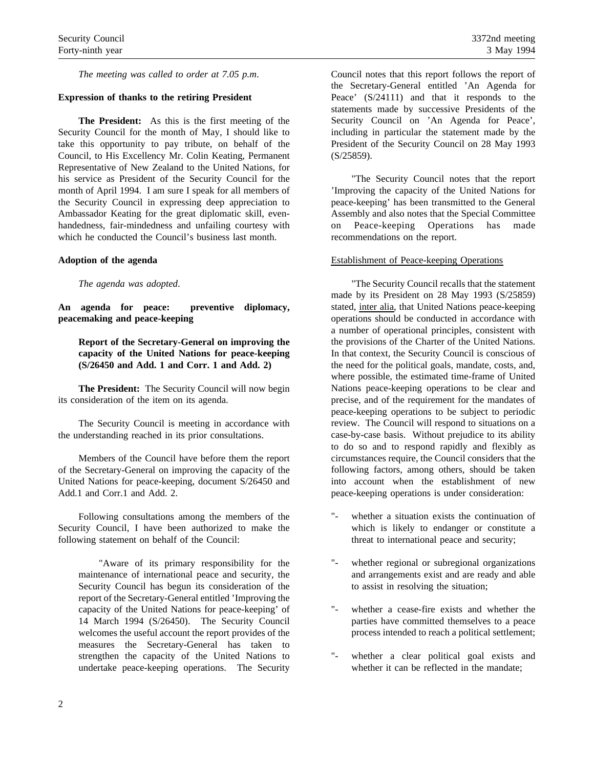*The meeting was called to order at 7.05 p.m.*

**Expression of thanks to the retiring President**

**The President:** As this is the first meeting of the Security Council for the month of May, I should like to take this opportunity to pay tribute, on behalf of the Council, to His Excellency Mr. Colin Keating, Permanent Representative of New Zealand to the United Nations, for his service as President of the Security Council for the month of April 1994. I am sure I speak for all members of the Security Council in expressing deep appreciation to Ambassador Keating for the great diplomatic skill, even-handedness, fair-mindedness and unfailing courtesy with which he conducted the Council's business last month.

**Adoption of the agenda**

*The agenda was adopted.*

**An agenda for peace: preventive diplomacy, peacemaking and peace-keeping**

**Report of the Secretary-General on improving the capacity of the United Nations for peace-keeping (S/26450 and Add. 1 and Corr. 1 and Add. 2)**

**The President:** The Security Council will now begin its consideration of the item on its agenda.

The Security Council is meeting in accordance with the understanding reached in its prior consultations.

Members of the Council have before them the report of the Secretary-General on improving the capacity of the United Nations for peace-keeping, document S/26450 and Add.1 and Corr.1 and Add. 2.

Following consultations among the members of the Security Council, I have been authorized to make the following statement on behalf of the Council:

"Aware of its primary responsibility for the maintenance of international peace and security, the Security Council has begun its consideration of the report of the Secretary-General entitled 'Improving the capacity of the United Nations for peace-keeping' of 14 March 1994 (S/26450). The Security Council welcomes the useful account the report provides of the measures the Secretary-General has taken to strengthen the capacity of the United Nations to undertake peace-keeping operations. The Security Council notes that this report follows the report of the Secretary-General entitled 'An Agenda for Peace' (S/24111) and that it responds to the statements made by successive Presidents of the Security Council on 'An Agenda for Peace', including in particular the statement made by the President of the Security Council on 28 May 1993 (S/25859).

"The Security Council notes that the report 'Improving the capacity of the United Nations for peace-keeping' has been transmitted to the General Assembly and also notes that the Special Committee on Peace-keeping Operations has made recommendations on the report.

Establishment of Peace-keeping Operations

"The Security Council recalls that the statement made by its President on 28 May 1993 (S/25859) stated, inter alia, that United Nations peace-keeping operations should be conducted in accordance with a number of operational principles, consistent with the provisions of the Charter of the United Nations. In that context, the Security Council is conscious of the need for the political goals, mandate, costs, and, where possible, the estimated time-frame of United Nations peace-keeping operations to be clear and precise, and of the requirement for the mandates of peace-keeping operations to be subject to periodic review. The Council will respond to situations on a case-by-case basis. Without prejudice to its ability to do so and to respond rapidly and flexibly as circumstances require, the Council considers that the following factors, among others, should be taken into account when the establishment of new peace-keeping operations is under consideration:

"- whether a situation exists the continuation of which is likely to endanger or constitute a threat to international peace and security;

"- whether regional or subregional organizations and arrangements exist and are ready and able to assist in resolving the situation;

"- whether a cease-fire exists and whether the parties have committed themselves to a peace process intended to reach a political settlement;

"- whether a clear political goal exists and whether it can be reflected in the mandate;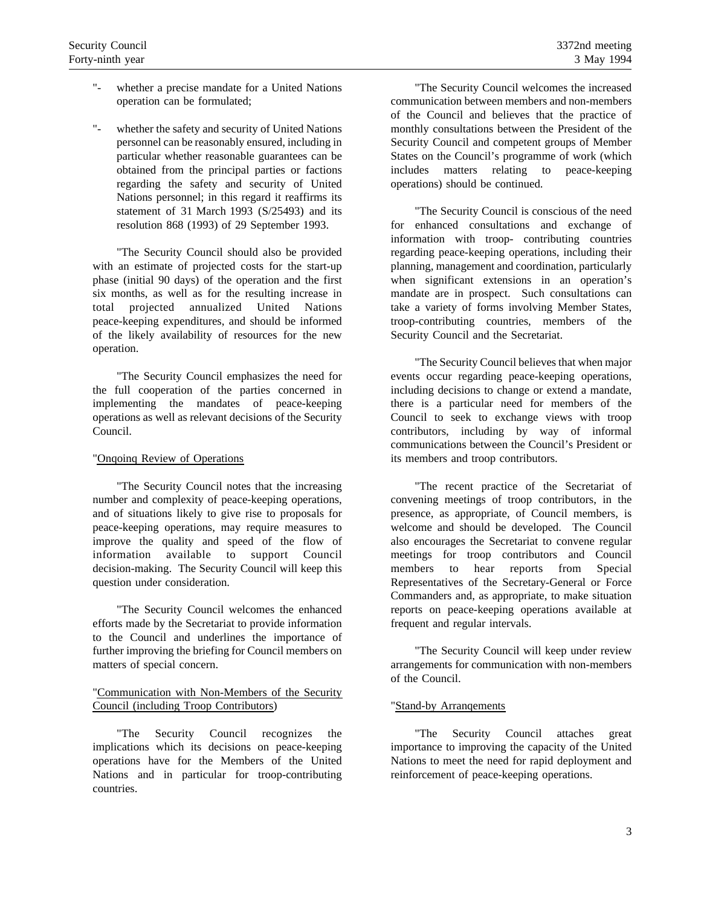"- whether a precise mandate for a United Nations operation can be formulated;

"- whether the safety and security of United Nations personnel can be reasonably ensured, including in particular whether reasonable guarantees can be obtained from the principal parties or factions regarding the safety and security of United Nations personnel; in this regard it reaffirms its statement of 31 March 1993 (S/25493) and its resolution 868 (1993) of 29 September 1993.

"The Security Council should also be provided with an estimate of projected costs for the start-up phase (initial 90 days) of the operation and the first six months, as well as for the resulting increase in total projected annualized United Nations peace-keeping expenditures, and should be informed of the likely availability of resources for the new operation.

"The Security Council emphasizes the need for the full cooperation of the parties concerned in implementing the mandates of peace-keeping operations as well as relevant decisions of the Security Council.

"Onqoinq Review of Operations

"The Security Council notes that the increasing number and complexity of peace-keeping operations, and of situations likely to give rise to proposals for peace-keeping operations, may require measures to improve the quality and speed of the flow of information available to support Council decision-making. The Security Council will keep this question under consideration.

"The Security Council welcomes the enhanced efforts made by the Secretariat to provide information to the Council and underlines the importance of further improving the briefing for Council members on matters of special concern.

"Communication with Non-Members of the Security Council (including Troop Contributors)

"The Security Council recognizes the implications which its decisions on peace-keeping operations have for the Members of the United Nations and in particular for troop-contributing countries.

"The Security Council welcomes the increased communication between members and non-members of the Council and believes that the practice of monthly consultations between the President of the Security Council and competent groups of Member States on the Council's programme of work (which includes matters relating to peace-keeping operations) should be continued.

"The Security Council is conscious of the need for enhanced consultations and exchange of information with troop- contributing countries regarding peace-keeping operations, including their planning, management and coordination, particularly when significant extensions in an operation's mandate are in prospect. Such consultations can take a variety of forms involving Member States, troop-contributing countries, members of the Security Council and the Secretariat.

"The Security Council believes that when major events occur regarding peace-keeping operations, including decisions to change or extend a mandate, there is a particular need for members of the Council to seek to exchange views with troop contributors, including by way of informal communications between the Council's President or its members and troop contributors.

"The recent practice of the Secretariat of convening meetings of troop contributors, in the presence, as appropriate, of Council members, is welcome and should be developed. The Council also encourages the Secretariat to convene regular meetings for troop contributors and Council members to hear reports from Special Representatives of the Secretary-General or Force Commanders and, as appropriate, to make situation reports on peace-keeping operations available at frequent and regular intervals.

"The Security Council will keep under review arrangements for communication with non-members of the Council.

"Stand-by Arranqements

"The Security Council attaches great importance to improving the capacity of the United Nations to meet the need for rapid deployment and reinforcement of peace-keeping operations.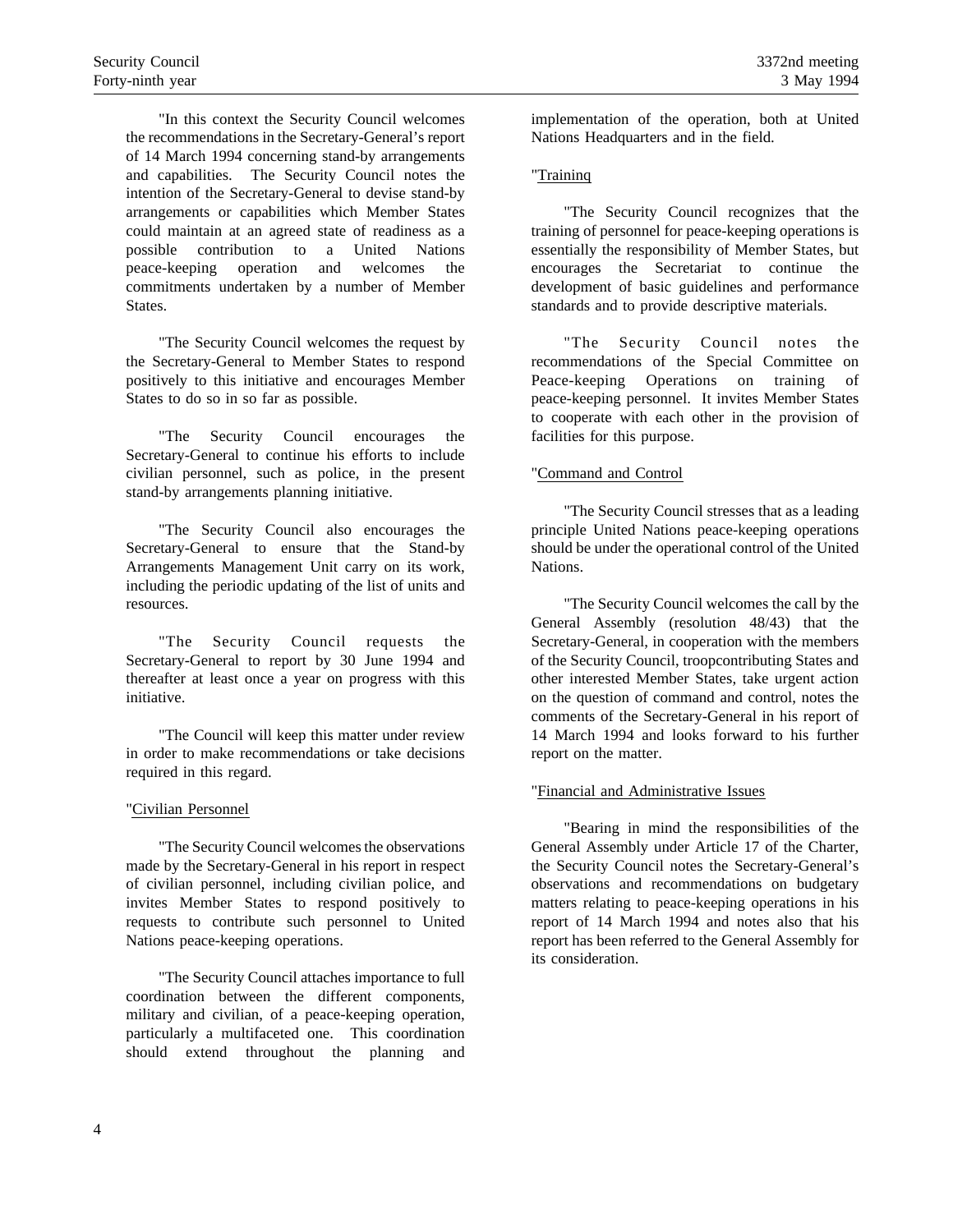"In this context the Security Council welcomes the recommendations in the Secretary-General's report of 14 March 1994 concerning stand-by arrangements and capabilities. The Security Council notes the intention of the Secretary-General to devise stand-by arrangements or capabilities which Member States could maintain at an agreed state of readiness as a possible contribution to a United Nations peace-keeping operation and welcomes the commitments undertaken by a number of Member States.

"The Security Council welcomes the request by the Secretary-General to Member States to respond positively to this initiative and encourages Member States to do so in so far as possible.

"The Security Council encourages the Secretary-General to continue his efforts to include civilian personnel, such as police, in the present stand-by arrangements planning initiative.

"The Security Council also encourages the Secretary-General to ensure that the Stand-by Arrangements Management Unit carry on its work, including the periodic updating of the list of units and resources.

"The Security Council requests the Secretary-General to report by 30 June 1994 and thereafter at least once a year on progress with this initiative.

"The Council will keep this matter under review in order to make recommendations or take decisions required in this regard.

"Civilian Personnel

"The Security Council welcomes the observations made by the Secretary-General in his report in respect of civilian personnel, including civilian police, and invites Member States to respond positively to requests to contribute such personnel to United Nations peace-keeping operations.

"The Security Council attaches importance to full coordination between the different components, military and civilian, of a peace-keeping operation, particularly a multifaceted one. This coordination should extend throughout the planning and implementation of the operation, both at United Nations Headquarters and in the field.

"Traininq

"The Security Council recognizes that the training of personnel for peace-keeping operations is essentially the responsibility of Member States, but encourages the Secretariat to continue the development of basic guidelines and performance standards and to provide descriptive materials.

"The Security Council notes the recommendations of the Special Committee on Peace-keeping Operations on training of peace-keeping personnel. It invites Member States to cooperate with each other in the provision of facilities for this purpose.

"Command and Control

"The Security Council stresses that as a leading principle United Nations peace-keeping operations should be under the operational control of the United Nations.

"The Security Council welcomes the call by the General Assembly (resolution 48/43) that the Secretary-General, in cooperation with the members of the Security Council, troopcontributing States and other interested Member States, take urgent action on the question of command and control, notes the comments of the Secretary-General in his report of 14 March 1994 and looks forward to his further report on the matter.

"Financial and Administrative Issues

"Bearing in mind the responsibilities of the General Assembly under Article 17 of the Charter, the Security Council notes the Secretary-General's observations and recommendations on budgetary matters relating to peace-keeping operations in his report of 14 March 1994 and notes also that his report has been referred to the General Assembly for its consideration.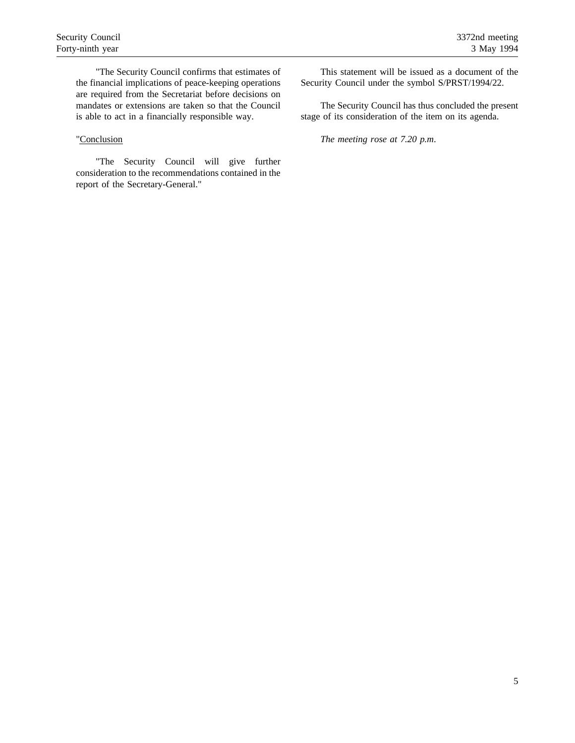"The Security Council confirms that estimates of the financial implications of peace-keeping operations are required from the Secretariat before decisions on mandates or extensions are taken so that the Council is able to act in a financially responsible way.

"Conclusion

"The Security Council will give further consideration to the recommendations contained in the report of the Secretary-General."

This statement will be issued as a document of the Security Council under the symbol S/PRST/1994/22.

The Security Council has thus concluded the present stage of its consideration of the item on its agenda.

*The meeting rose at 7.20 p.m.*